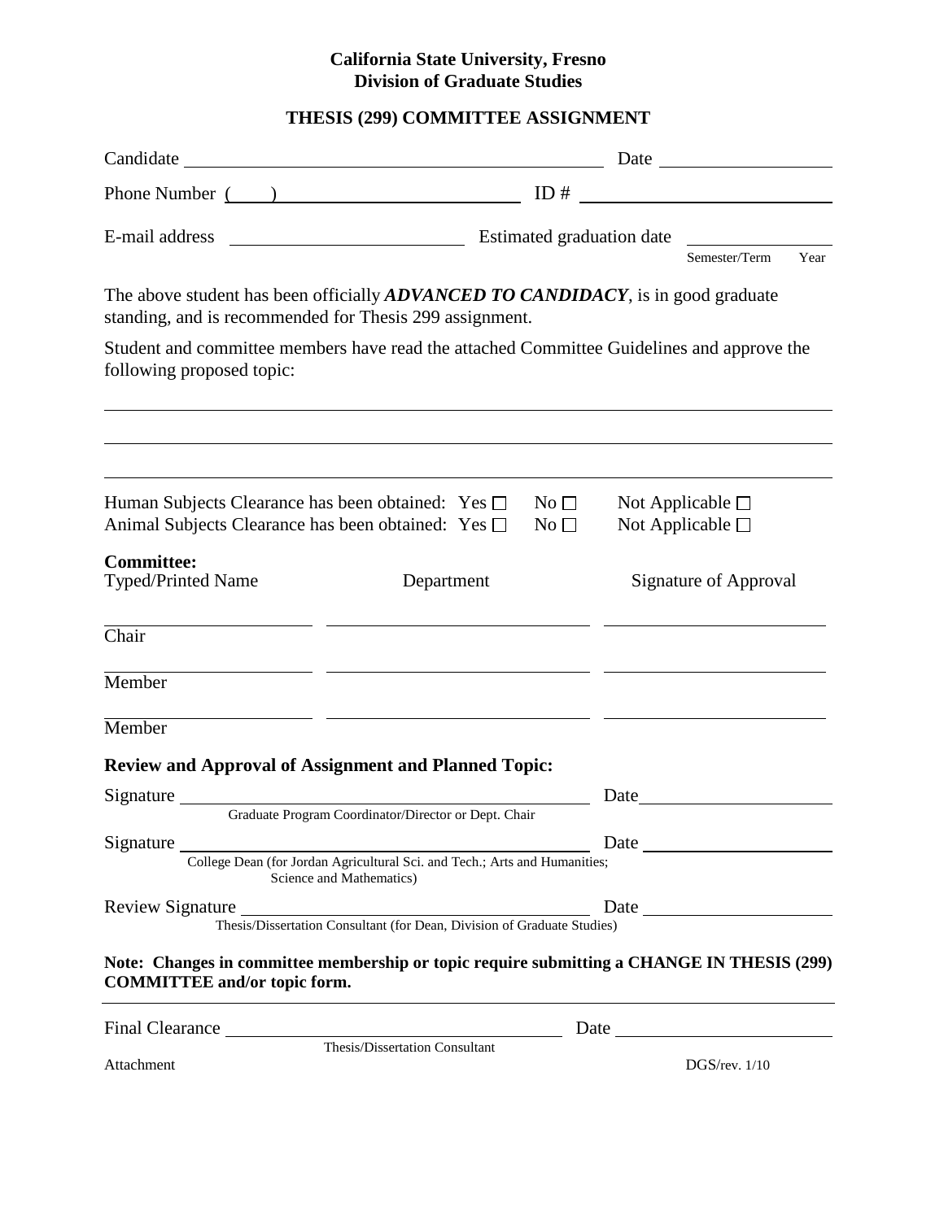**California State University, Fresno**
**Division of Graduate Studies**

## THESIS (299) COMMITTEE ASSIGNMENT

Candidate ______________________________ Date ______________

Phone Number ( ) ______________________ ID # ______________________

E-mail address ______________________ Estimated graduation date ______________
Semester/Term Year

The above student has been officially ***ADVANCED TO CANDIDACY***, is in good graduate standing, and is recommended for Thesis 299 assignment.

Student and committee members have read the attached Committee Guidelines and approve the following proposed topic:

______________________________________________________________________

______________________________________________________________________

______________________________________________________________________

Human Subjects Clearance has been obtained: Yes ☐ No ☐ Not Applicable ☐
Animal Subjects Clearance has been obtained: Yes ☐ No ☐ Not Applicable ☐

**Committee:**

| Typed/Printed Name | Department | Signature of Approval |
|---|---|---|
| Chair | | |
| Member | | |
| Member | | |

**Review and Approval of Assignment and Planned Topic:**

Signature ______________________________ Date ______________
Graduate Program Coordinator/Director or Dept. Chair

Signature ______________________________ Date ______________
College Dean (for Jordan Agricultural Sci. and Tech.; Arts and Humanities; Science and Mathematics)

Review Signature ______________________________ Date ______________
Thesis/Dissertation Consultant (for Dean, Division of Graduate Studies)

**Note: Changes in committee membership or topic require submitting a CHANGE IN THESIS (299) COMMITTEE and/or topic form.**

---

Final Clearance ______________________________ Date ______________
Thesis/Dissertation Consultant

Attachment DGS/rev. 1/10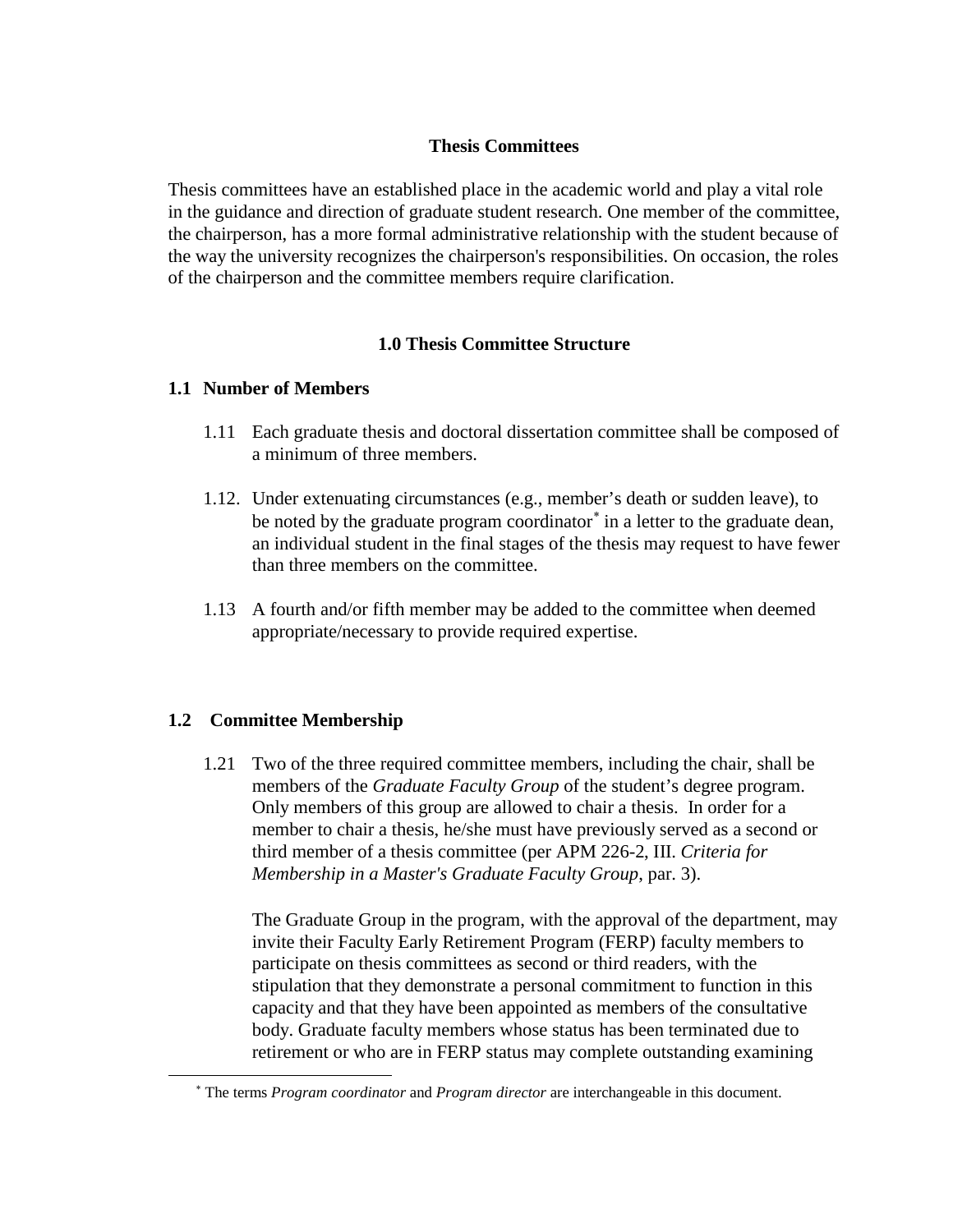# Thesis Committees

Thesis committees have an established place in the academic world and play a vital role in the guidance and direction of graduate student research. One member of the committee, the chairperson, has a more formal administrative relationship with the student because of the way the university recognizes the chairperson's responsibilities. On occasion, the roles of the chairperson and the committee members require clarification.

## 1.0 Thesis Committee Structure

### 1.1 Number of Members

1.11 Each graduate thesis and doctoral dissertation committee shall be composed of a minimum of three members.

1.12. Under extenuating circumstances (e.g., member's death or sudden leave), to be noted by the graduate program coordinator* in a letter to the graduate dean, an individual student in the final stages of the thesis may request to have fewer than three members on the committee.

1.13 A fourth and/or fifth member may be added to the committee when deemed appropriate/necessary to provide required expertise.

### 1.2 Committee Membership

1.21 Two of the three required committee members, including the chair, shall be members of the *Graduate Faculty Group* of the student's degree program. Only members of this group are allowed to chair a thesis. In order for a member to chair a thesis, he/she must have previously served as a second or third member of a thesis committee (per APM 226-2, III. *Criteria for Membership in a Master's Graduate Faculty Group*, par. 3).

The Graduate Group in the program, with the approval of the department, may invite their Faculty Early Retirement Program (FERP) faculty members to participate on thesis committees as second or third readers, with the stipulation that they demonstrate a personal commitment to function in this capacity and that they have been appointed as members of the consultative body. Graduate faculty members whose status has been terminated due to retirement or who are in FERP status may complete outstanding examining

---

* The terms *Program coordinator* and *Program director* are interchangeable in this document.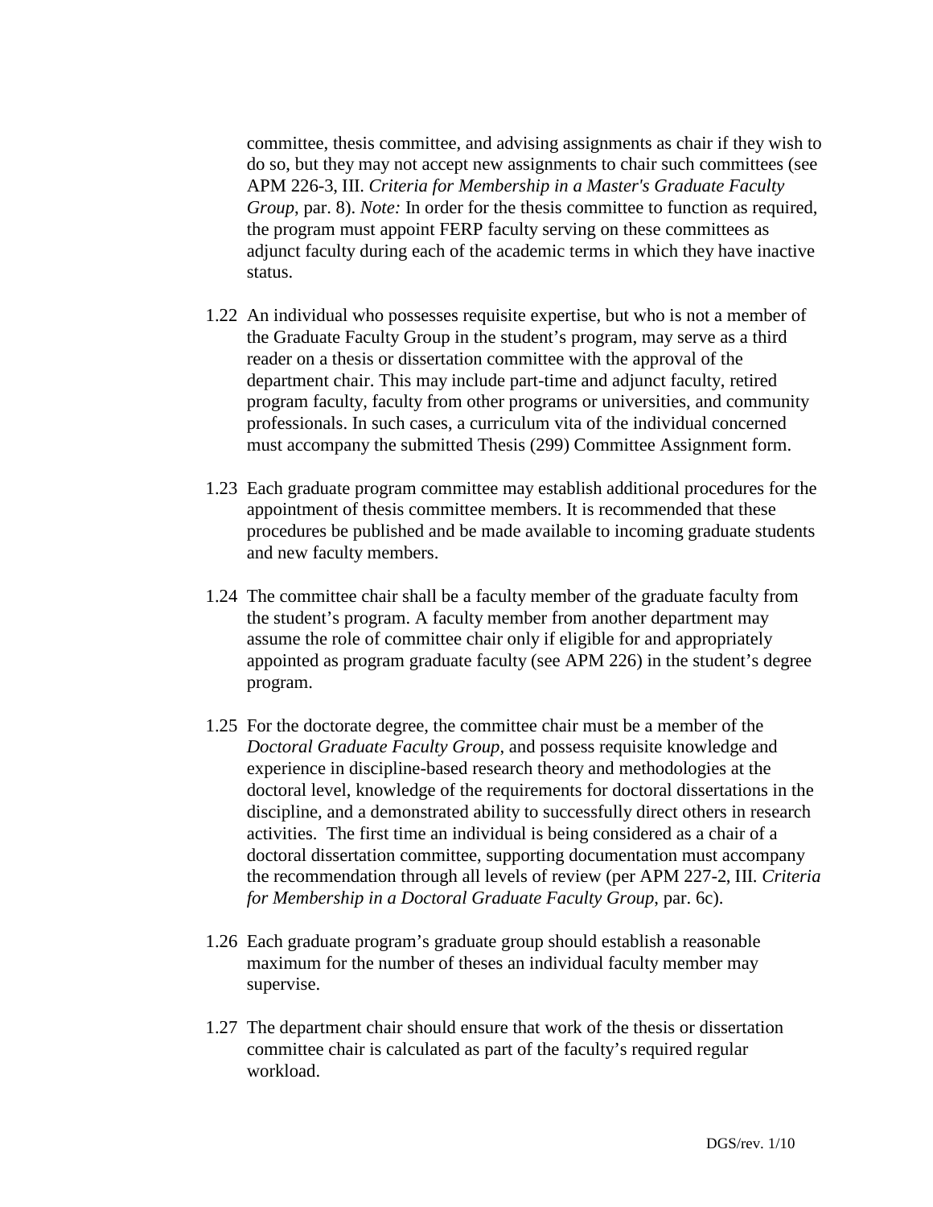committee, thesis committee, and advising assignments as chair if they wish to do so, but they may not accept new assignments to chair such committees (see APM 226-3, III. *Criteria for Membership in a Master's Graduate Faculty Group*, par. 8). *Note:* In order for the thesis committee to function as required, the program must appoint FERP faculty serving on these committees as adjunct faculty during each of the academic terms in which they have inactive status.

1.22 An individual who possesses requisite expertise, but who is not a member of the Graduate Faculty Group in the student's program, may serve as a third reader on a thesis or dissertation committee with the approval of the department chair. This may include part-time and adjunct faculty, retired program faculty, faculty from other programs or universities, and community professionals. In such cases, a curriculum vita of the individual concerned must accompany the submitted Thesis (299) Committee Assignment form.

1.23 Each graduate program committee may establish additional procedures for the appointment of thesis committee members. It is recommended that these procedures be published and be made available to incoming graduate students and new faculty members.

1.24 The committee chair shall be a faculty member of the graduate faculty from the student's program. A faculty member from another department may assume the role of committee chair only if eligible for and appropriately appointed as program graduate faculty (see APM 226) in the student's degree program.

1.25 For the doctorate degree, the committee chair must be a member of the *Doctoral Graduate Faculty Group*, and possess requisite knowledge and experience in discipline-based research theory and methodologies at the doctoral level, knowledge of the requirements for doctoral dissertations in the discipline, and a demonstrated ability to successfully direct others in research activities. The first time an individual is being considered as a chair of a doctoral dissertation committee, supporting documentation must accompany the recommendation through all levels of review (per APM 227-2, III. *Criteria for Membership in a Doctoral Graduate Faculty Group*, par. 6c).

1.26 Each graduate program's graduate group should establish a reasonable maximum for the number of theses an individual faculty member may supervise.

1.27 The department chair should ensure that work of the thesis or dissertation committee chair is calculated as part of the faculty's required regular workload.